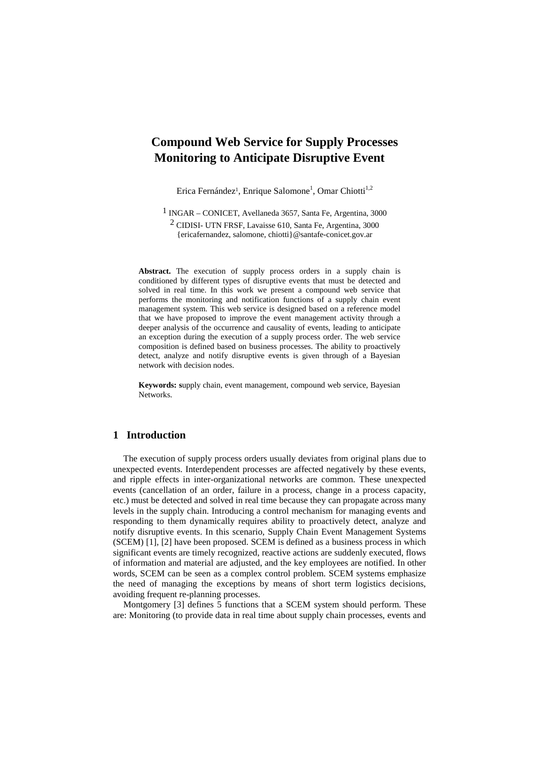# Compound Web Service for Supply Processes Monitoring to Anticipate Disruptive Event

Erica Fernández[1], Enrique Salomone[1], Omar Chiotti[1,2]

[1] INGAR – CONICET, Avellaneda 3657, Santa Fe, Argentina, 3000

[2] CIDISI- UTN FRSF, Lavaisse 610, Santa Fe, Argentina, 3000

{ericafernandez, salomone, chiotti}@santafe-conicet.gov.ar

**Abstract.** The execution of supply process orders in a supply chain is conditioned by different types of disruptive events that must be detected and solved in real time. In this work we present a compound web service that performs the monitoring and notification functions of a supply chain event management system. This web service is designed based on a reference model that we have proposed to improve the event management activity through a deeper analysis of the occurrence and causality of events, leading to anticipate an exception during the execution of a supply process order. The web service composition is defined based on business processes. The ability to proactively detect, analyze and notify disruptive events is given through of a Bayesian network with decision nodes.

**Keywords: s**upply chain, event management, compound web service, Bayesian Networks.

## 1 Introduction

The execution of supply process orders usually deviates from original plans due to unexpected events. Interdependent processes are affected negatively by these events, and ripple effects in inter-organizational networks are common. These unexpected events (cancellation of an order, failure in a process, change in a process capacity, etc.) must be detected and solved in real time because they can propagate across many levels in the supply chain. Introducing a control mechanism for managing events and responding to them dynamically requires ability to proactively detect, analyze and notify disruptive events. In this scenario, Supply Chain Event Management Systems (SCEM) [1], [2] have been proposed. SCEM is defined as a business process in which significant events are timely recognized, reactive actions are suddenly executed, flows of information and material are adjusted, and the key employees are notified. In other words, SCEM can be seen as a complex control problem. SCEM systems emphasize the need of managing the exceptions by means of short term logistics decisions, avoiding frequent re-planning processes.

Montgomery [3] defines 5 functions that a SCEM system should perform. These are: Monitoring (to provide data in real time about supply chain processes, events and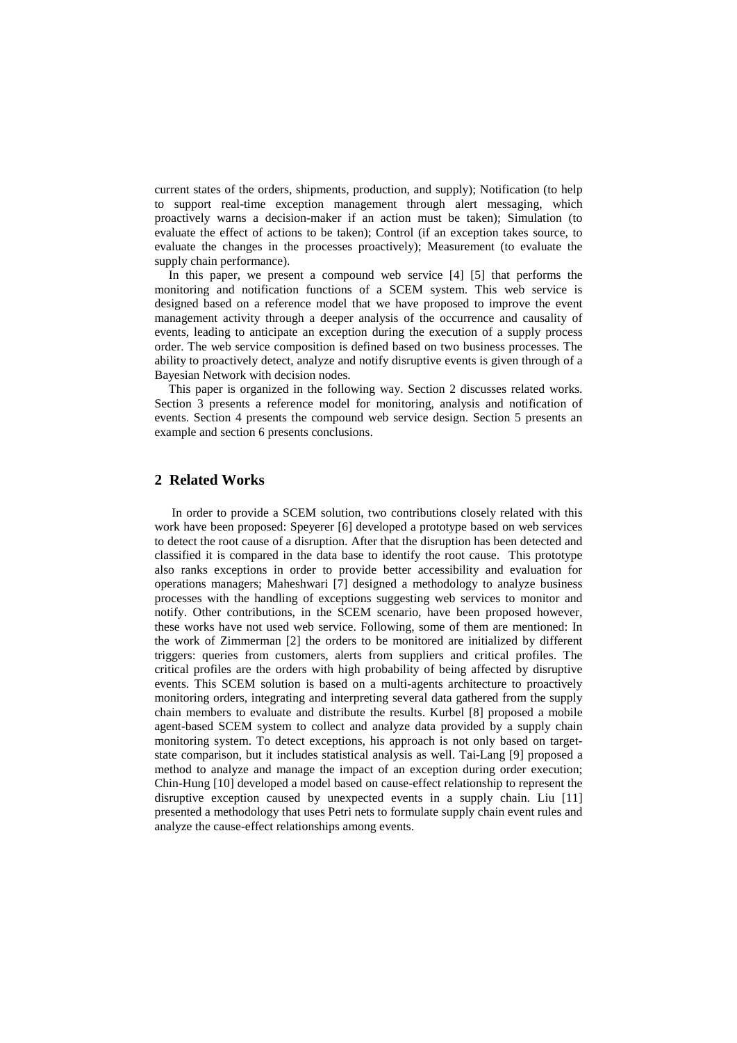current states of the orders, shipments, production, and supply); Notification (to help to support real-time exception management through alert messaging, which proactively warns a decision-maker if an action must be taken); Simulation (to evaluate the effect of actions to be taken); Control (if an exception takes source, to evaluate the changes in the processes proactively); Measurement (to evaluate the supply chain performance).

In this paper, we present a compound web service [4] [5] that performs the monitoring and notification functions of a SCEM system. This web service is designed based on a reference model that we have proposed to improve the event management activity through a deeper analysis of the occurrence and causality of events, leading to anticipate an exception during the execution of a supply process order. The web service composition is defined based on two business processes. The ability to proactively detect, analyze and notify disruptive events is given through of a Bayesian Network with decision nodes.

This paper is organized in the following way. Section 2 discusses related works. Section 3 presents a reference model for monitoring, analysis and notification of events. Section 4 presents the compound web service design. Section 5 presents an example and section 6 presents conclusions.

## 2 Related Works

In order to provide a SCEM solution, two contributions closely related with this work have been proposed: Speyerer [6] developed a prototype based on web services to detect the root cause of a disruption. After that the disruption has been detected and classified it is compared in the data base to identify the root cause. This prototype also ranks exceptions in order to provide better accessibility and evaluation for operations managers; Maheshwari [7] designed a methodology to analyze business processes with the handling of exceptions suggesting web services to monitor and notify. Other contributions, in the SCEM scenario, have been proposed however, these works have not used web service. Following, some of them are mentioned: In the work of Zimmerman [2] the orders to be monitored are initialized by different triggers: queries from customers, alerts from suppliers and critical profiles. The critical profiles are the orders with high probability of being affected by disruptive events. This SCEM solution is based on a multi-agents architecture to proactively monitoring orders, integrating and interpreting several data gathered from the supply chain members to evaluate and distribute the results. Kurbel [8] proposed a mobile agent-based SCEM system to collect and analyze data provided by a supply chain monitoring system. To detect exceptions, his approach is not only based on target-state comparison, but it includes statistical analysis as well. Tai-Lang [9] proposed a method to analyze and manage the impact of an exception during order execution; Chin-Hung [10] developed a model based on cause-effect relationship to represent the disruptive exception caused by unexpected events in a supply chain. Liu [11] presented a methodology that uses Petri nets to formulate supply chain event rules and analyze the cause-effect relationships among events.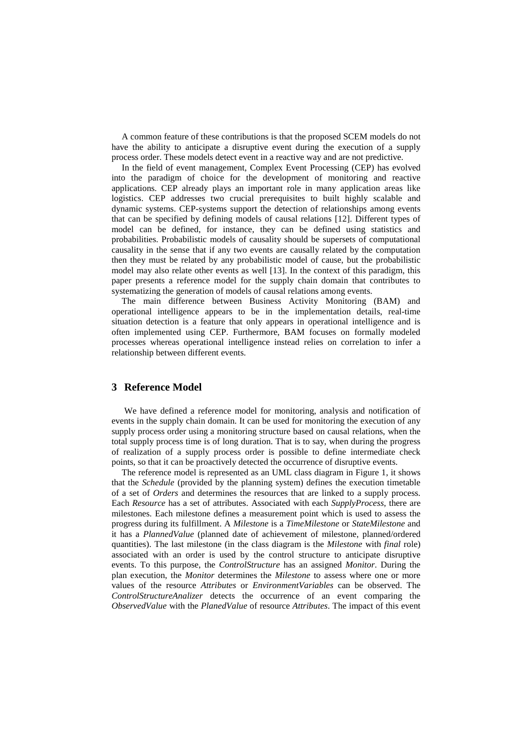A common feature of these contributions is that the proposed SCEM models do not have the ability to anticipate a disruptive event during the execution of a supply process order. These models detect event in a reactive way and are not predictive.

In the field of event management, Complex Event Processing (CEP) has evolved into the paradigm of choice for the development of monitoring and reactive applications. CEP already plays an important role in many application areas like logistics. CEP addresses two crucial prerequisites to built highly scalable and dynamic systems. CEP-systems support the detection of relationships among events that can be specified by defining models of causal relations [12]. Different types of model can be defined, for instance, they can be defined using statistics and probabilities. Probabilistic models of causality should be supersets of computational causality in the sense that if any two events are causally related by the computation then they must be related by any probabilistic model of cause, but the probabilistic model may also relate other events as well [13]. In the context of this paradigm, this paper presents a reference model for the supply chain domain that contributes to systematizing the generation of models of causal relations among events.

The main difference between Business Activity Monitoring (BAM) and operational intelligence appears to be in the implementation details, real-time situation detection is a feature that only appears in operational intelligence and is often implemented using CEP. Furthermore, BAM focuses on formally modeled processes whereas operational intelligence instead relies on correlation to infer a relationship between different events.

## 3 Reference Model

We have defined a reference model for monitoring, analysis and notification of events in the supply chain domain. It can be used for monitoring the execution of any supply process order using a monitoring structure based on causal relations, when the total supply process time is of long duration. That is to say, when during the progress of realization of a supply process order is possible to define intermediate check points, so that it can be proactively detected the occurrence of disruptive events.

The reference model is represented as an UML class diagram in Figure 1, it shows that the *Schedule* (provided by the planning system) defines the execution timetable of a set of *Orders* and determines the resources that are linked to a supply process. Each *Resource* has a set of attributes. Associated with each *SupplyProcess*, there are milestones. Each milestone defines a measurement point which is used to assess the progress during its fulfillment. A *Milestone* is a *TimeMilestone* or *StateMilestone* and it has a *PlannedValue* (planned date of achievement of milestone, planned/ordered quantities). The last milestone (in the class diagram is the *Milestone* with *final* role) associated with an order is used by the control structure to anticipate disruptive events. To this purpose, the *ControlStructure* has an assigned *Monitor*. During the plan execution, the *Monitor* determines the *Milestone* to assess where one or more values of the resource *Attributes* or *EnvironmentVariables* can be observed. The *ControlStructureAnalizer* detects the occurrence of an event comparing the *ObservedValue* with the *PlanedValue* of resource *Attributes*. The impact of this event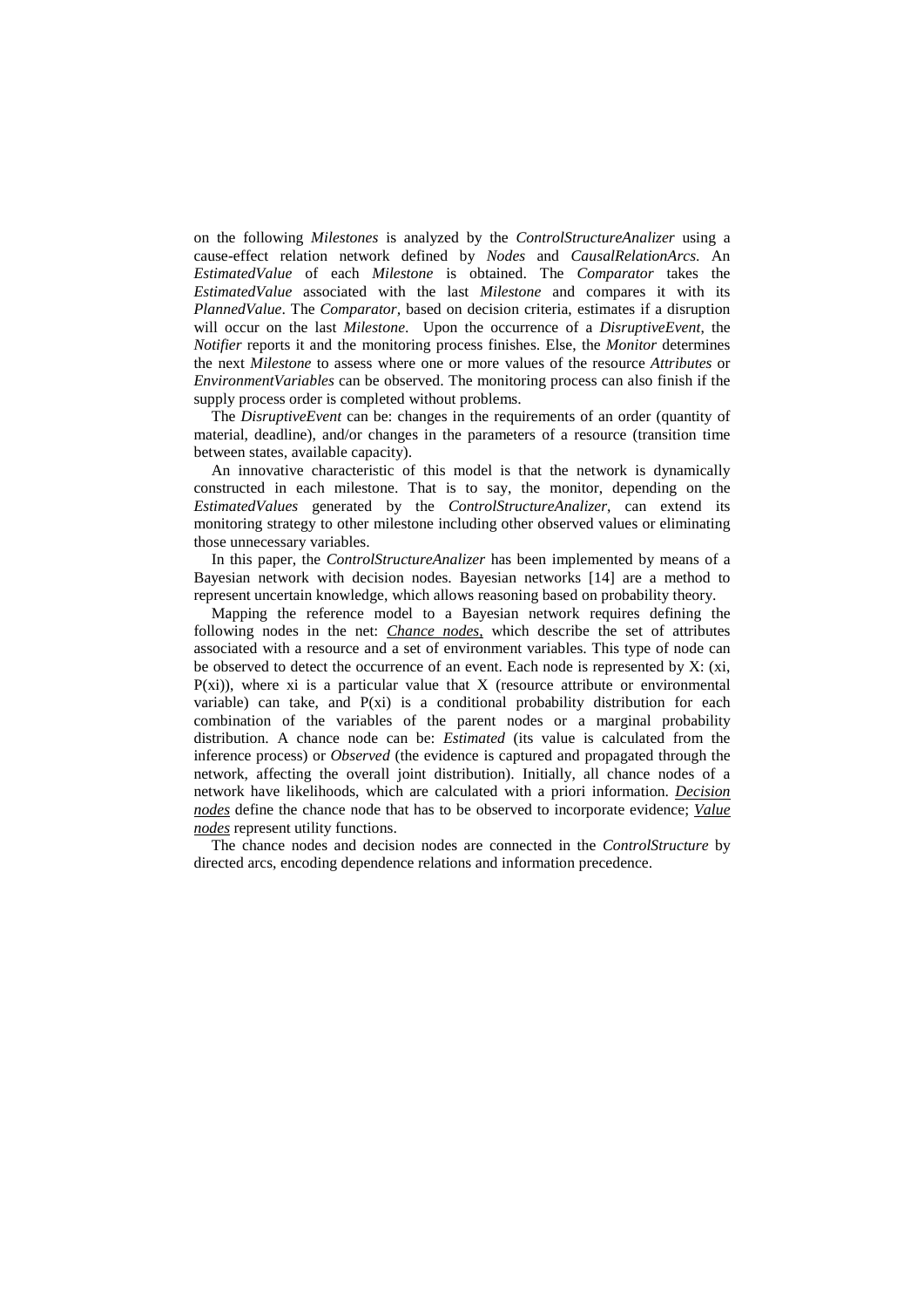on the following *Milestones* is analyzed by the *ControlStructureAnalizer* using a cause-effect relation network defined by *Nodes* and *CausalRelationArcs*. An *EstimatedValue* of each *Milestone* is obtained. The *Comparator* takes the *EstimatedValue* associated with the last *Milestone* and compares it with its *PlannedValue*. The *Comparator*, based on decision criteria, estimates if a disruption will occur on the last *Milestone*. Upon the occurrence of a *DisruptiveEvent*, the *Notifier* reports it and the monitoring process finishes. Else, the *Monitor* determines the next *Milestone* to assess where one or more values of the resource *Attributes* or *EnvironmentVariables* can be observed. The monitoring process can also finish if the supply process order is completed without problems.

The *DisruptiveEvent* can be: changes in the requirements of an order (quantity of material, deadline), and/or changes in the parameters of a resource (transition time between states, available capacity).

An innovative characteristic of this model is that the network is dynamically constructed in each milestone. That is to say, the monitor, depending on the *EstimatedValues* generated by the *ControlStructureAnalizer*, can extend its monitoring strategy to other milestone including other observed values or eliminating those unnecessary variables.

In this paper, the *ControlStructureAnalizer* has been implemented by means of a Bayesian network with decision nodes. Bayesian networks [14] are a method to represent uncertain knowledge, which allows reasoning based on probability theory.

Mapping the reference model to a Bayesian network requires defining the following nodes in the net: ***Chance nodes***, which describe the set of attributes associated with a resource and a set of environment variables. This type of node can be observed to detect the occurrence of an event. Each node is represented by X: ($x_i$, $P(x_i)$), where $x_i$ is a particular value that X (resource attribute or environmental variable) can take, and $P(x_i)$ is a conditional probability distribution for each combination of the variables of the parent nodes or a marginal probability distribution. A chance node can be: *Estimated* (its value is calculated from the inference process) or *Observed* (the evidence is captured and propagated through the network, affecting the overall joint distribution). Initially, all chance nodes of a network have likelihoods, which are calculated with a priori information. ***Decision nodes*** define the chance node that has to be observed to incorporate evidence; ***Value nodes*** represent utility functions.

The chance nodes and decision nodes are connected in the *ControlStructure* by directed arcs, encoding dependence relations and information precedence.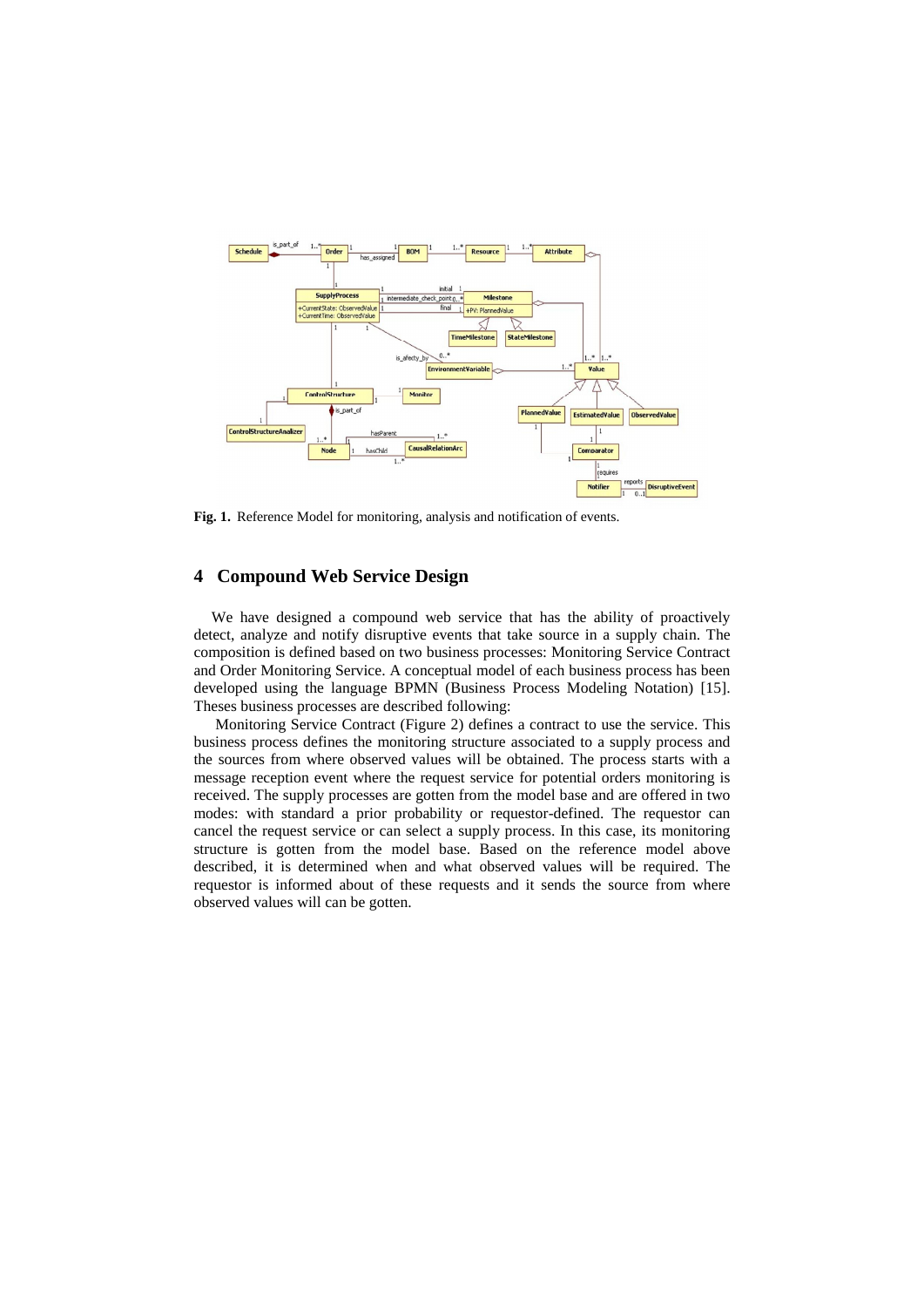**Fig. 1.** Reference Model for monitoring, analysis and notification of events.

## 4 Compound Web Service Design

We have designed a compound web service that has the ability of proactively detect, analyze and notify disruptive events that take source in a supply chain. The composition is defined based on two business processes: Monitoring Service Contract and Order Monitoring Service. A conceptual model of each business process has been developed using the language BPMN (Business Process Modeling Notation) [15]. Theses business processes are described following:

Monitoring Service Contract (Figure 2) defines a contract to use the service. This business process defines the monitoring structure associated to a supply process and the sources from where observed values will be obtained. The process starts with a message reception event where the request service for potential orders monitoring is received. The supply processes are gotten from the model base and are offered in two modes: with standard a prior probability or requestor-defined. The requestor can cancel the request service or can select a supply process. In this case, its monitoring structure is gotten from the model base. Based on the reference model above described, it is determined when and what observed values will be required. The requestor is informed about of these requests and it sends the source from where observed values will can be gotten.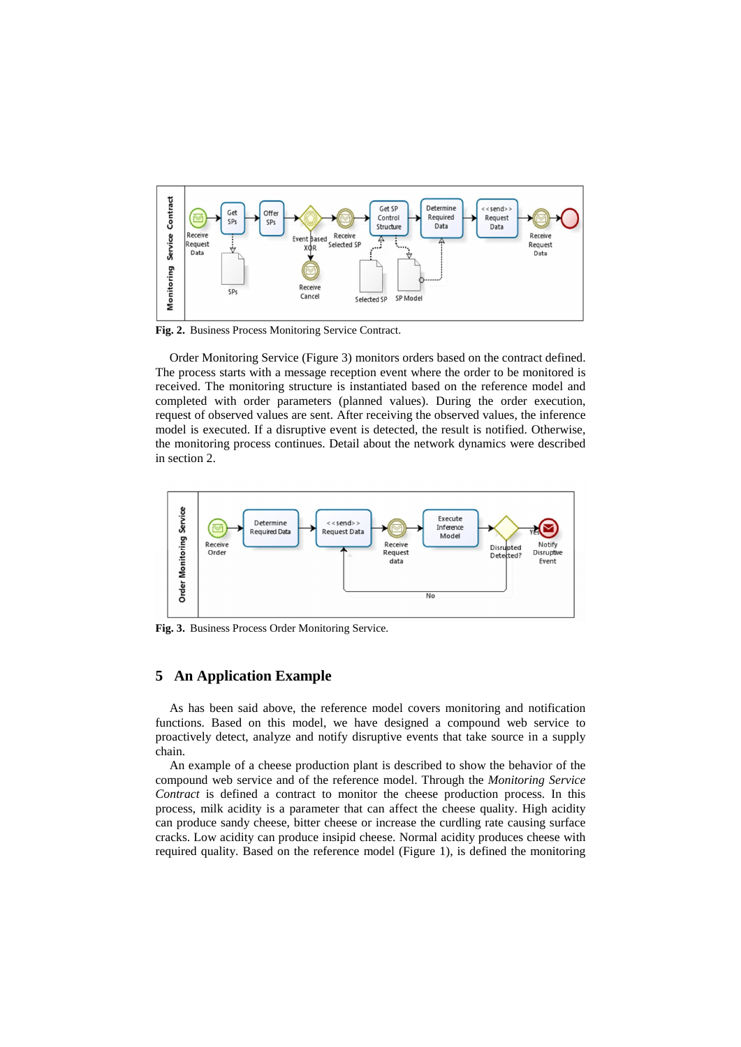**Fig. 2.** Business Process Monitoring Service Contract.

Order Monitoring Service (Figure 3) monitors orders based on the contract defined. The process starts with a message reception event where the order to be monitored is received. The monitoring structure is instantiated based on the reference model and completed with order parameters (planned values). During the order execution, request of observed values are sent. After receiving the observed values, the inference model is executed. If a disruptive event is detected, the result is notified. Otherwise, the monitoring process continues. Detail about the network dynamics were described in section 2.

**Fig. 3.** Business Process Order Monitoring Service.

## 5 An Application Example

As has been said above, the reference model covers monitoring and notification functions. Based on this model, we have designed a compound web service to proactively detect, analyze and notify disruptive events that take source in a supply chain.

An example of a cheese production plant is described to show the behavior of the compound web service and of the reference model. Through the *Monitoring Service Contract* is defined a contract to monitor the cheese production process. In this process, milk acidity is a parameter that can affect the cheese quality. High acidity can produce sandy cheese, bitter cheese or increase the curdling rate causing surface cracks. Low acidity can produce insipid cheese. Normal acidity produces cheese with required quality. Based on the reference model (Figure 1), is defined the monitoring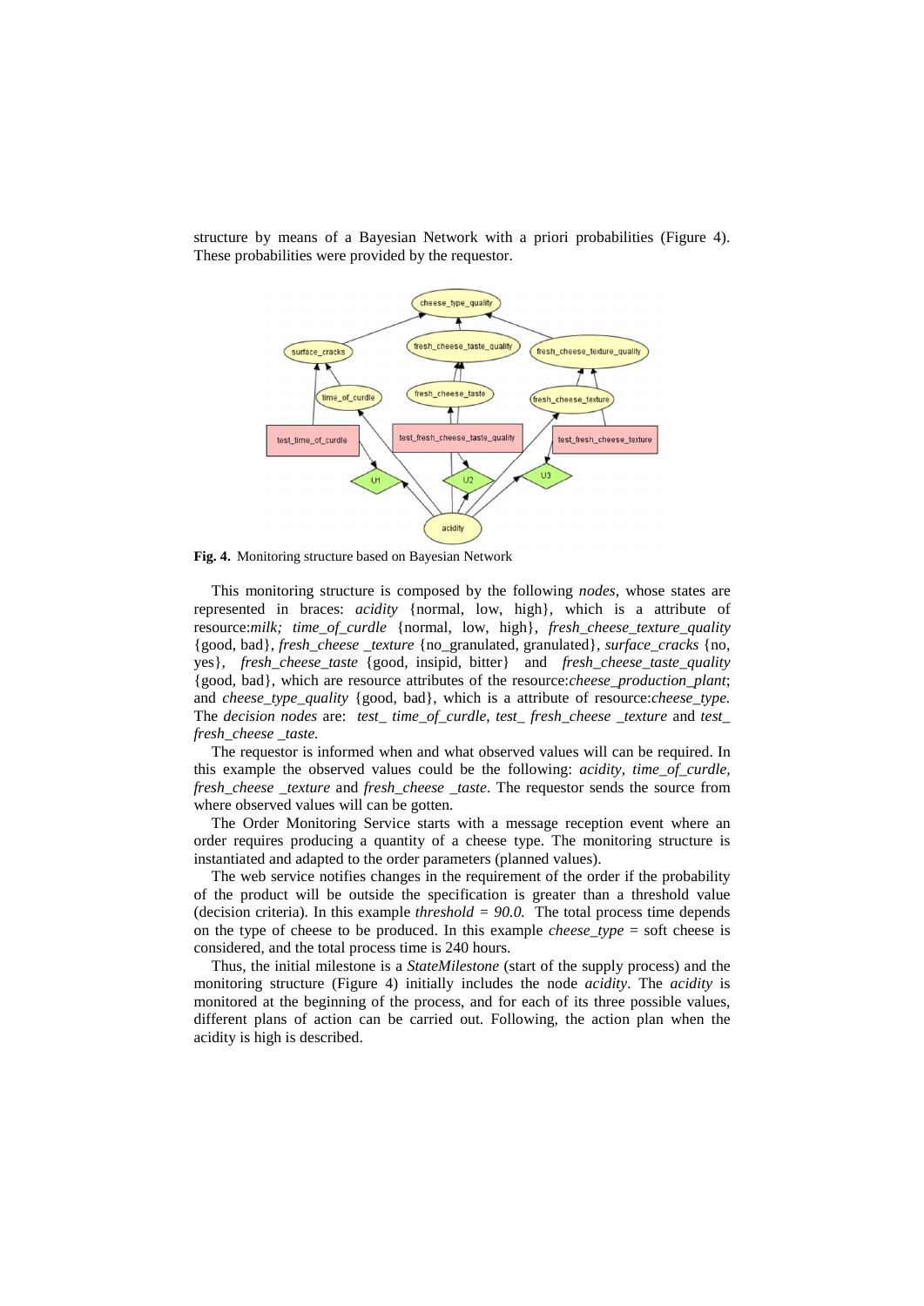structure by means of a Bayesian Network with a priori probabilities (Figure 4). These probabilities were provided by the requestor.

**Fig. 4.** Monitoring structure based on Bayesian Network

This monitoring structure is composed by the following *nodes*, whose states are represented in braces: *acidity* {normal, low, high}, which is a attribute of resource:*milk; time_of_curdle* {normal, low, high}, *fresh_cheese_texture_quality* {good, bad}, *fresh_cheese _texture* {no_granulated, granulated}, *surface_cracks* {no, yes}, *fresh_cheese_taste* {good, insipid, bitter} and *fresh_cheese_taste_quality* {good, bad}, which are resource attributes of the resource:*cheese_production_plant*; and *cheese_type_quality* {good, bad}, which is a attribute of resource:*cheese_type.* The *decision nodes* are: *test_ time_of_curdle*, *test_ fresh_cheese _texture* and *test_ fresh_cheese _taste.*

The requestor is informed when and what observed values will can be required. In this example the observed values could be the following: *acidity, time_of_curdle, fresh_cheese _texture* and *fresh_cheese _taste*. The requestor sends the source from where observed values will can be gotten.

The Order Monitoring Service starts with a message reception event where an order requires producing a quantity of a cheese type. The monitoring structure is instantiated and adapted to the order parameters (planned values).

The web service notifies changes in the requirement of the order if the probability of the product will be outside the specification is greater than a threshold value (decision criteria). In this example *threshold = 90.0.* The total process time depends on the type of cheese to be produced. In this example *cheese_type* = soft cheese is considered, and the total process time is 240 hours.

Thus, the initial milestone is a *StateMilestone* (start of the supply process) and the monitoring structure (Figure 4) initially includes the node *acidity*. The *acidity* is monitored at the beginning of the process, and for each of its three possible values, different plans of action can be carried out. Following, the action plan when the acidity is high is described.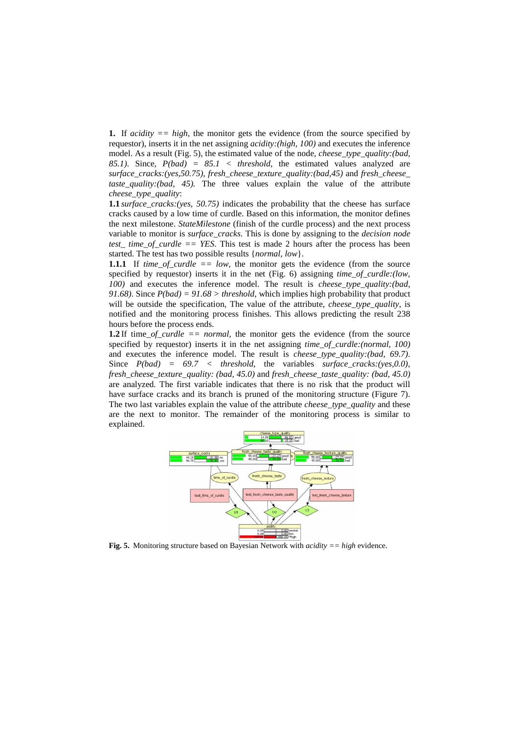**1.** If *acidity == high*, the monitor gets the evidence (from the source specified by requestor), inserts it in the net assigning *acidity:(high, 100)* and executes the inference model. As a result (Fig. 5), the estimated value of the node, *cheese_type_quality:(bad, 85.1)*. Since, *P(bad) = 85.1 < threshold*, the estimated values analyzed are *surface_cracks:(yes,50.75)*, *fresh_cheese_texture_quality:(bad,45)* and *fresh_cheese_taste_quality:(bad, 45)*. The three values explain the value of the attribute *cheese_type_quality*:

**1.1** *surface_cracks:(yes, 50.75)* indicates the probability that the cheese has surface cracks caused by a low time of curdle. Based on this information, the monitor defines the next milestone. *StateMilestone* (finish of the curdle process) and the next process variable to monitor is *surface_cracks*. This is done by assigning to the *decision node test_ time_of_curdle == YES*. This test is made 2 hours after the process has been started. The test has two possible results {*normal, low*}.

**1.1.1** If *time_of_curdle == low*, the monitor gets the evidence (from the source specified by requestor) inserts it in the net (Fig. 6) assigning *time_of_curdle:(low, 100)* and executes the inference model. The result is *cheese_type_quality:(bad, 91.68)*. Since *P(bad) = 91.68 > threshold*, which implies high probability that product will be outside the specification, The value of the attribute, *cheese_type_quality*, is notified and the monitoring process finishes. This allows predicting the result 238 hours before the process ends.

**1.2** If time_*of_curdle == normal,* the monitor gets the evidence (from the source specified by requestor) inserts it in the net assigning *time_of_curdle:(normal, 100)* and executes the inference model. The result is *cheese_type_quality:(bad, 69.7)*. Since *P(bad) = 69.7 < threshold*, the variables *surface_cracks:(yes,0.0)*, *fresh_cheese_texture_quality: (bad, 45.0)* and *fresh_cheese_taste_quality: (bad, 45.0)* are analyzed. The first variable indicates that there is no risk that the product will have surface cracks and its branch is pruned of the monitoring structure (Figure 7). The two last variables explain the value of the attribute *cheese_type_quality* and these are the next to monitor. The remainder of the monitoring process is similar to explained.

**Fig. 5.** Monitoring structure based on Bayesian Network with *acidity == high* evidence.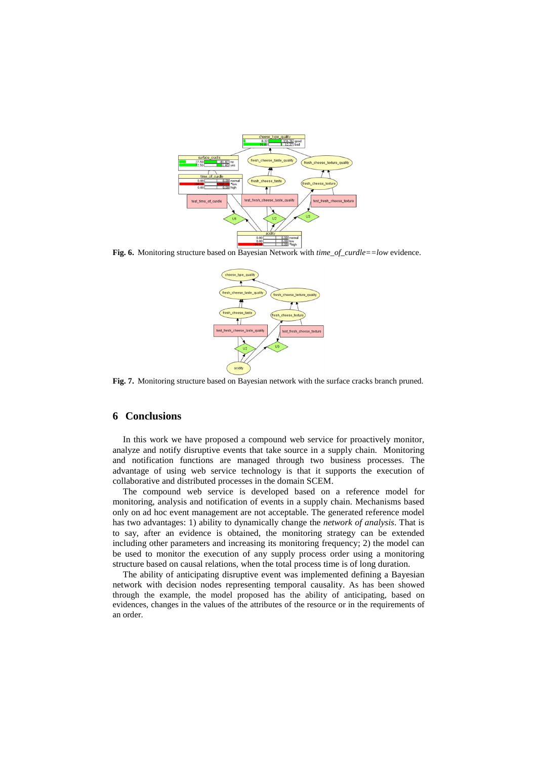**Fig. 6.** Monitoring structure based on Bayesian Network with *time_of_curdle==low* evidence.

**Fig. 7.** Monitoring structure based on Bayesian network with the surface cracks branch pruned.

## 6 Conclusions

In this work we have proposed a compound web service for proactively monitor, analyze and notify disruptive events that take source in a supply chain. Monitoring and notification functions are managed through two business processes. The advantage of using web service technology is that it supports the execution of collaborative and distributed processes in the domain SCEM.

The compound web service is developed based on a reference model for monitoring, analysis and notification of events in a supply chain. Mechanisms based only on ad hoc event management are not acceptable. The generated reference model has two advantages: 1) ability to dynamically change the *network of analysis*. That is to say, after an evidence is obtained, the monitoring strategy can be extended including other parameters and increasing its monitoring frequency; 2) the model can be used to monitor the execution of any supply process order using a monitoring structure based on causal relations, when the total process time is of long duration.

The ability of anticipating disruptive event was implemented defining a Bayesian network with decision nodes representing temporal causality. As has been showed through the example, the model proposed has the ability of anticipating, based on evidences, changes in the values of the attributes of the resource or in the requirements of an order.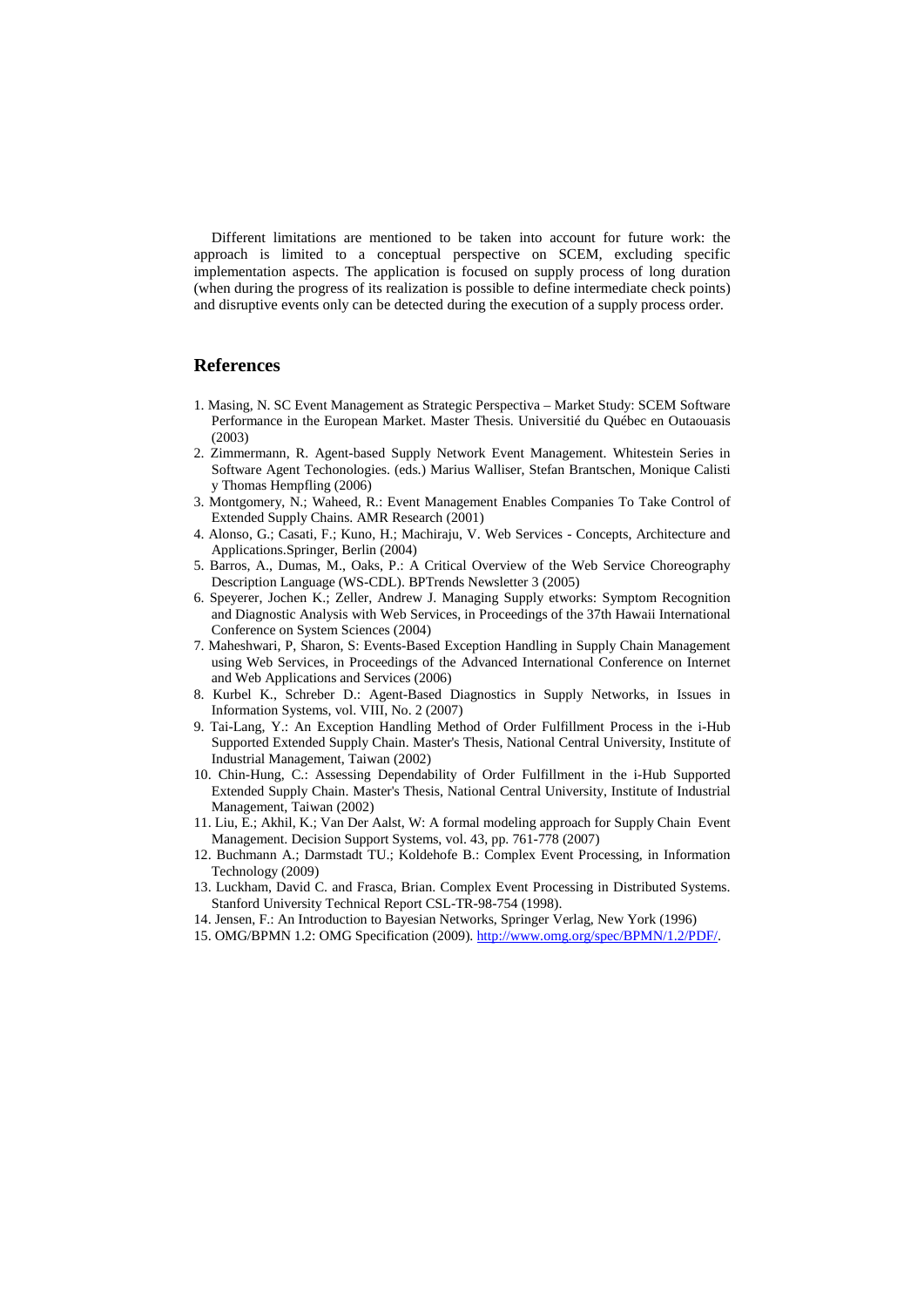Different limitations are mentioned to be taken into account for future work: the approach is limited to a conceptual perspective on SCEM, excluding specific implementation aspects. The application is focused on supply process of long duration (when during the progress of its realization is possible to define intermediate check points) and disruptive events only can be detected during the execution of a supply process order.

## References

1. Masing, N. SC Event Management as Strategic Perspectiva – Market Study: SCEM Software Performance in the European Market. Master Thesis. Universitié du Québec en Outaouasis (2003)
2. Zimmermann, R. Agent-based Supply Network Event Management. Whitestein Series in Software Agent Techonologies. (eds.) Marius Walliser, Stefan Brantschen, Monique Calisti y Thomas Hempfling (2006)
3. Montgomery, N.; Waheed, R.: Event Management Enables Companies To Take Control of Extended Supply Chains. AMR Research (2001)
4. Alonso, G.; Casati, F.; Kuno, H.; Machiraju, V. Web Services - Concepts, Architecture and Applications.Springer, Berlin (2004)
5. Barros, A., Dumas, M., Oaks, P.: A Critical Overview of the Web Service Choreography Description Language (WS-CDL). BPTrends Newsletter 3 (2005)
6. Speyerer, Jochen K.; Zeller, Andrew J. Managing Supply etworks: Symptom Recognition and Diagnostic Analysis with Web Services, in Proceedings of the 37th Hawaii International Conference on System Sciences (2004)
7. Maheshwari, P, Sharon, S: Events-Based Exception Handling in Supply Chain Management using Web Services, in Proceedings of the Advanced International Conference on Internet and Web Applications and Services (2006)
8. Kurbel K., Schreber D.: Agent-Based Diagnostics in Supply Networks, in Issues in Information Systems, vol. VIII, No. 2 (2007)
9. Tai-Lang, Y.: An Exception Handling Method of Order Fulfillment Process in the i-Hub Supported Extended Supply Chain. Master's Thesis, National Central University, Institute of Industrial Management, Taiwan (2002)
10. Chin-Hung, C.: Assessing Dependability of Order Fulfillment in the i-Hub Supported Extended Supply Chain. Master's Thesis, National Central University, Institute of Industrial Management, Taiwan (2002)
11. Liu, E.; Akhil, K.; Van Der Aalst, W: A formal modeling approach for Supply Chain Event Management. Decision Support Systems, vol. 43, pp. 761-778 (2007)
12. Buchmann A.; Darmstadt TU.; Koldehofe B.: Complex Event Processing, in Information Technology (2009)
13. Luckham, David C. and Frasca, Brian. Complex Event Processing in Distributed Systems. Stanford University Technical Report CSL-TR-98-754 (1998).
14. Jensen, F.: An Introduction to Bayesian Networks, Springer Verlag, New York (1996)
15. OMG/BPMN 1.2: OMG Specification (2009). http://www.omg.org/spec/BPMN/1.2/PDF/.